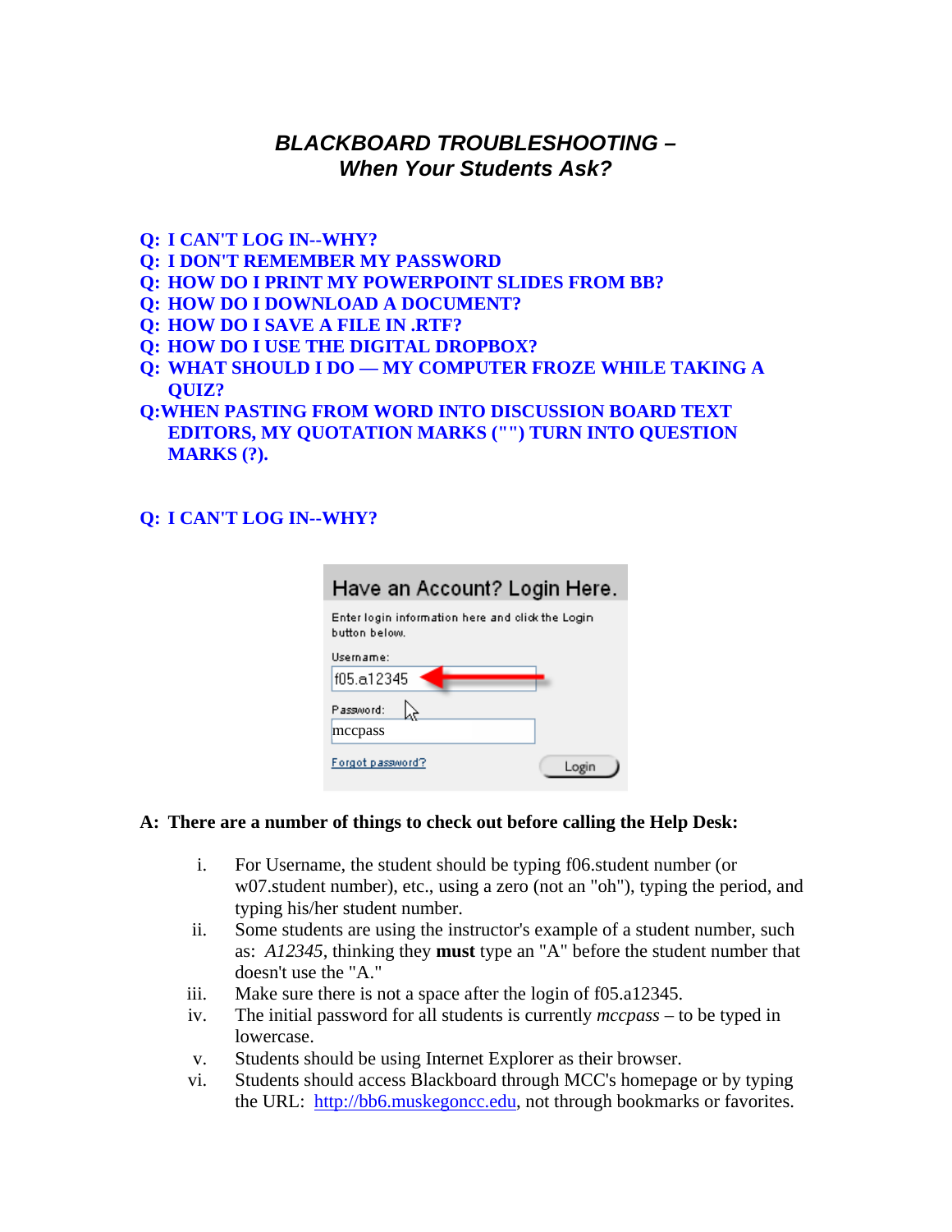# *BLACKBOARD TROUBLESHOOTING – When Your Students Ask?*

**Q: I CAN'T LOG IN--WHY?**
**Q: I DON'T REMEMBER MY PASSWORD**
**Q: HOW DO I PRINT MY POWERPOINT SLIDES FROM BB?**
**Q: HOW DO I DOWNLOAD A DOCUMENT?**
**Q: HOW DO I SAVE A FILE IN .RTF?**
**Q: HOW DO I USE THE DIGITAL DROPBOX?**
**Q: WHAT SHOULD I DO — MY COMPUTER FROZE WHILE TAKING A QUIZ?**
**Q:WHEN PASTING FROM WORD INTO DISCUSSION BOARD TEXT EDITORS, MY QUOTATION MARKS ("") TURN INTO QUESTION MARKS (?).**

## Q: I CAN'T LOG IN--WHY?

Have an Account? Login Here.

Enter login information here and click the Login button below.

Username:
f05.a12345

Password:
mccpass

Forgot password?

Login

**A: There are a number of things to check out before calling the Help Desk:**

i. For Username, the student should be typing f06.student number (or w07.student number), etc., using a zero (not an "oh"), typing the period, and typing his/her student number.
ii. Some students are using the instructor's example of a student number, such as: *A12345*, thinking they **must** type an "A" before the student number that doesn't use the "A."
iii. Make sure there is not a space after the login of f05.a12345.
iv. The initial password for all students is currently *mccpass* – to be typed in lowercase.
v. Students should be using Internet Explorer as their browser.
vi. Students should access Blackboard through MCC's homepage or by typing the URL: http://bb6.muskegoncc.edu, not through bookmarks or favorites.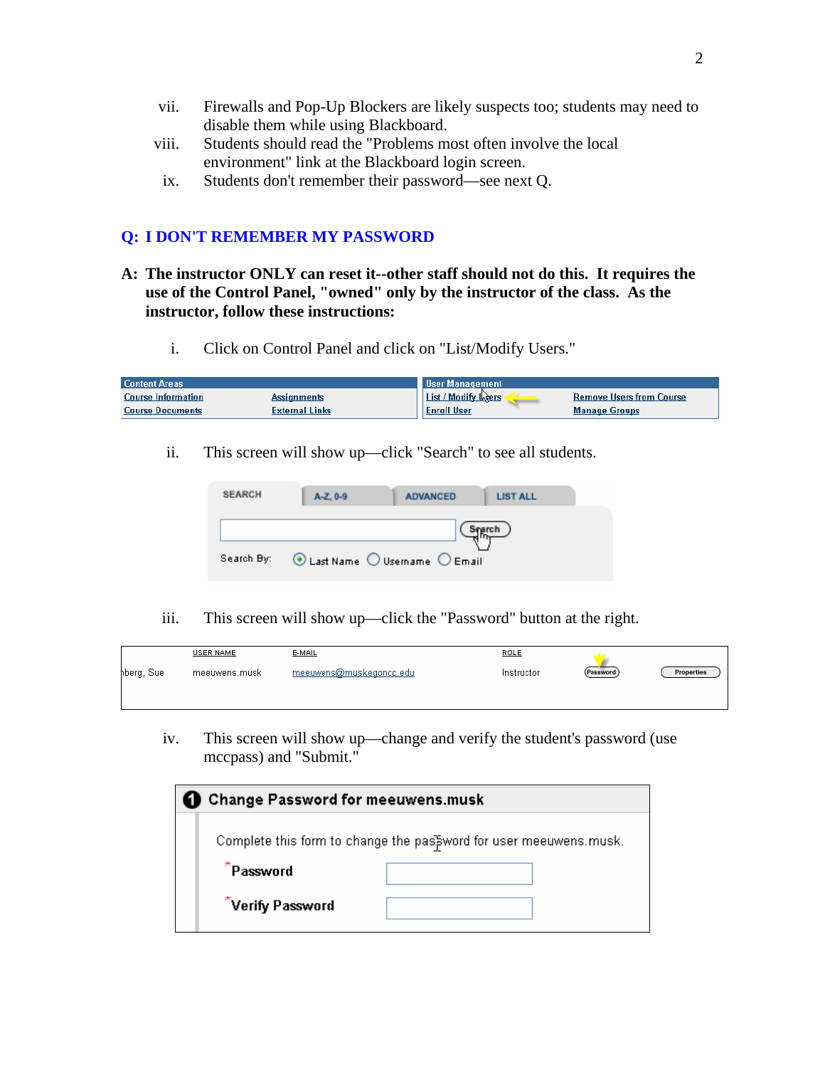vii. Firewalls and Pop-Up Blockers are likely suspects too; students may need to disable them while using Blackboard.

viii. Students should read the "Problems most often involve the local environment" link at the Blackboard login screen.

ix. Students don't remember their password—see next Q.

## Q: I DON'T REMEMBER MY PASSWORD

**A: The instructor ONLY can reset it--other staff should not do this. It requires the use of the Control Panel, "owned" only by the instructor of the class. As the instructor, follow these instructions:**

i. Click on Control Panel and click on "List/Modify Users."

Content Areas
Course Information | Assignments
Course Documents | External Links

User Management
List / Modify Users | Remove Users from Course
Enroll User | Manage Groups

ii. This screen will show up—click "Search" to see all students.

SEARCH | A-Z, 0-9 | ADVANCED | LIST ALL

Search

Search By: Last Name Username Email

iii. This screen will show up—click the "Password" button at the right.

| | USER NAME | E-MAIL | ROLE | | |
|---|---|---|---|---|---|
| nberg, Sue | meeuwens.musk | meeuwens@muskegoncc.edu | Instructor | Password | Properties |

iv. This screen will show up—change and verify the student's password (use mccpass) and "Submit."

**1 Change Password for meeuwens.musk**

Complete this form to change the password for user meeuwens.musk.

*Password

*Verify Password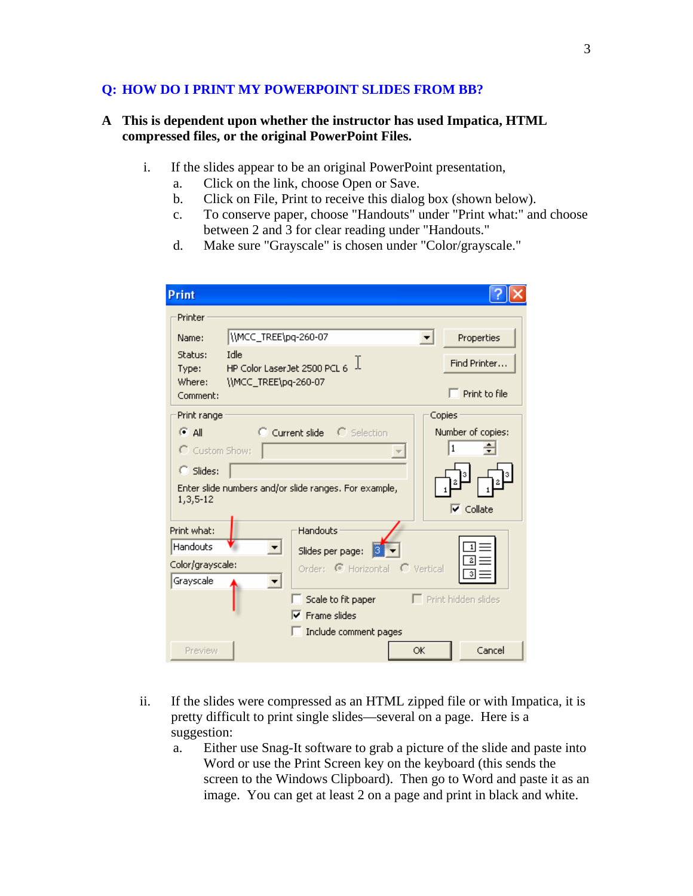## Q: HOW DO I PRINT MY POWERPOINT SLIDES FROM BB?

**A This is dependent upon whether the instructor has used Impatica, HTML compressed files, or the original PowerPoint Files.**

i. If the slides appear to be an original PowerPoint presentation,

   a. Click on the link, choose Open or Save.
   b. Click on File, Print to receive this dialog box (shown below).
   c. To conserve paper, choose "Handouts" under "Print what:" and choose between 2 and 3 for clear reading under "Handouts."
   d. Make sure "Grayscale" is chosen under "Color/grayscale."

ii. If the slides were compressed as an HTML zipped file or with Impatica, it is pretty difficult to print single slides—several on a page. Here is a suggestion:

   a. Either use Snag-It software to grab a picture of the slide and paste into Word or use the Print Screen key on the keyboard (this sends the screen to the Windows Clipboard). Then go to Word and paste it as an image. You can get at least 2 on a page and print in black and white.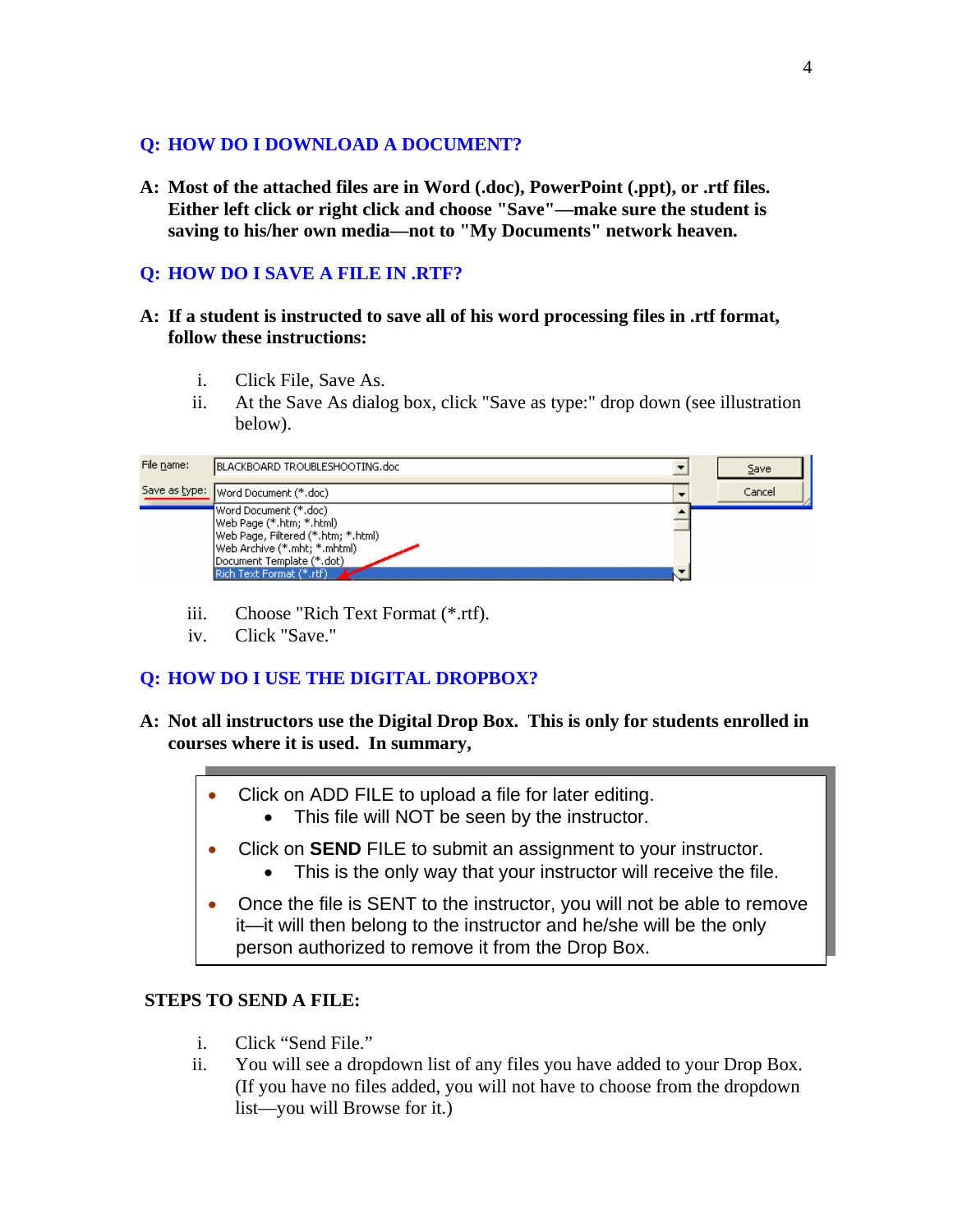**Q: HOW DO I DOWNLOAD A DOCUMENT?**

**A: Most of the attached files are in Word (.doc), PowerPoint (.ppt), or .rtf files. Either left click or right click and choose "Save"—make sure the student is saving to his/her own media—not to "My Documents" network heaven.**

**Q: HOW DO I SAVE A FILE IN .RTF?**

**A: If a student is instructed to save all of his word processing files in .rtf format, follow these instructions:**

i. Click File, Save As.
ii. At the Save As dialog box, click "Save as type:" drop down (see illustration below).

File name: BLACKBOARD TROUBLESHOOTING.doc
Save as type: Word Document (*.doc)
Save
Cancel
Word Document (*.doc)
Web Page (*.htm; *.html)
Web Page, Filtered (*.htm; *.html)
Web Archive (*.mht; *.mhtml)
Document Template (*.dot)
Rich Text Format (*.rtf)

iii. Choose "Rich Text Format (*.rtf).
iv. Click "Save."

**Q: HOW DO I USE THE DIGITAL DROPBOX?**

**A: Not all instructors use the Digital Drop Box. This is only for students enrolled in courses where it is used. In summary,**

- Click on ADD FILE to upload a file for later editing.
  - This file will NOT be seen by the instructor.
- Click on **SEND** FILE to submit an assignment to your instructor.
  - This is the only way that your instructor will receive the file.
- Once the file is SENT to the instructor, you will not be able to remove it—it will then belong to the instructor and he/she will be the only person authorized to remove it from the Drop Box.

**STEPS TO SEND A FILE:**

i. Click "Send File."
ii. You will see a dropdown list of any files you have added to your Drop Box. (If you have no files added, you will not have to choose from the dropdown list—you will Browse for it.)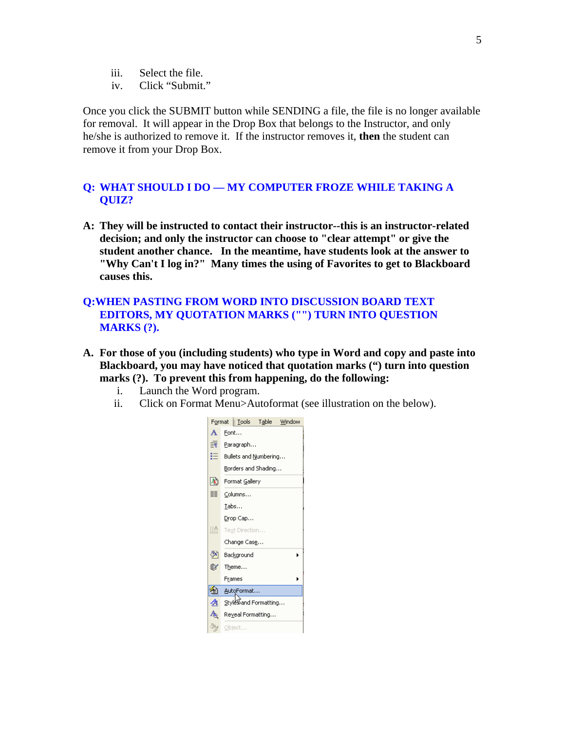iii. Select the file.
iv. Click "Submit."

Once you click the SUBMIT button while SENDING a file, the file is no longer available for removal. It will appear in the Drop Box that belongs to the Instructor, and only he/she is authorized to remove it. If the instructor removes it, **then** the student can remove it from your Drop Box.

## Q: WHAT SHOULD I DO — MY COMPUTER FROZE WHILE TAKING A QUIZ?

**A: They will be instructed to contact their instructor--this is an instructor-related decision; and only the instructor can choose to "clear attempt" or give the student another chance. In the meantime, have students look at the answer to "Why Can't I log in?" Many times the using of Favorites to get to Blackboard causes this.**

## Q: WHEN PASTING FROM WORD INTO DISCUSSION BOARD TEXT EDITORS, MY QUOTATION MARKS ("") TURN INTO QUESTION MARKS (?).

**A. For those of you (including students) who type in Word and copy and paste into Blackboard, you may have noticed that quotation marks (") turn into question marks (?). To prevent this from happening, do the following:**

i. Launch the Word program.
ii. Click on Format Menu>Autoformat (see illustration on the below).

Format Tools Table Window
Font...
Paragraph...
Bullets and Numbering...
Borders and Shading...
Format Gallery
Columns...
Tabs...
Drop Cap...
Text Direction...
Change Case...
Background
Theme...
Frames
AutoFormat...
Styles and Formatting...
Reveal Formatting...
Object...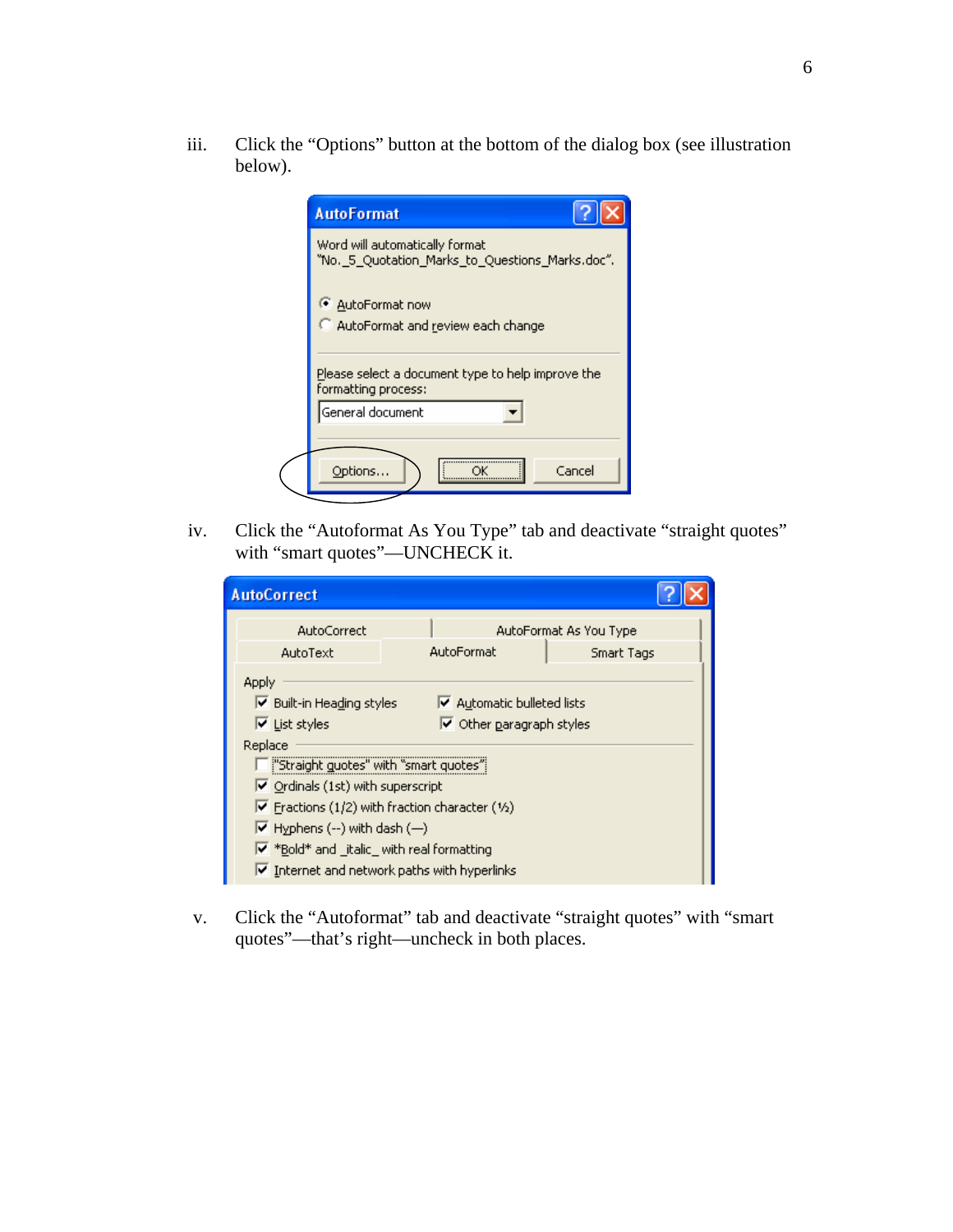iii. Click the "Options" button at the bottom of the dialog box (see illustration below).

iv. Click the "Autoformat As You Type" tab and deactivate "straight quotes" with "smart quotes"—UNCHECK it.

v. Click the "Autoformat" tab and deactivate "straight quotes" with "smart quotes"—that's right—uncheck in both places.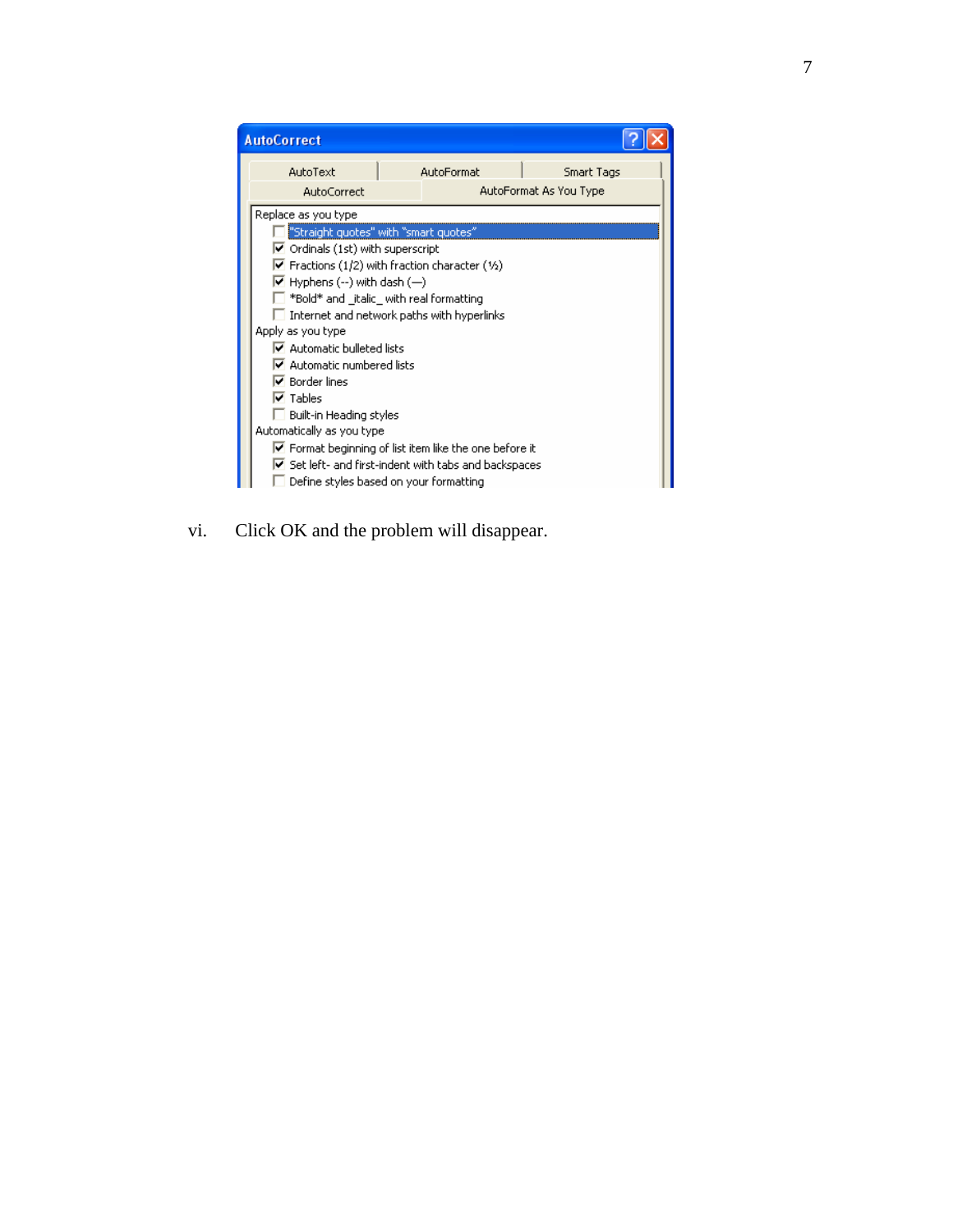AutoCorrect

AutoText | AutoFormat | Smart Tags

AutoCorrect | AutoFormat As You Type

Replace as you type

- [ ] "Straight quotes" with “smart quotes”
- [x] Ordinals (1st) with superscript
- [x] Fractions (1/2) with fraction character (½)
- [x] Hyphens (--) with dash (—)
- [ ] *Bold* and _italic_ with real formatting
- [ ] Internet and network paths with hyperlinks

Apply as you type

- [x] Automatic bulleted lists
- [x] Automatic numbered lists
- [x] Border lines
- [x] Tables
- [ ] Built-in Heading styles

Automatically as you type

- [x] Format beginning of list item like the one before it
- [x] Set left- and first-indent with tabs and backspaces
- [ ] Define styles based on your formatting

vi. Click OK and the problem will disappear.